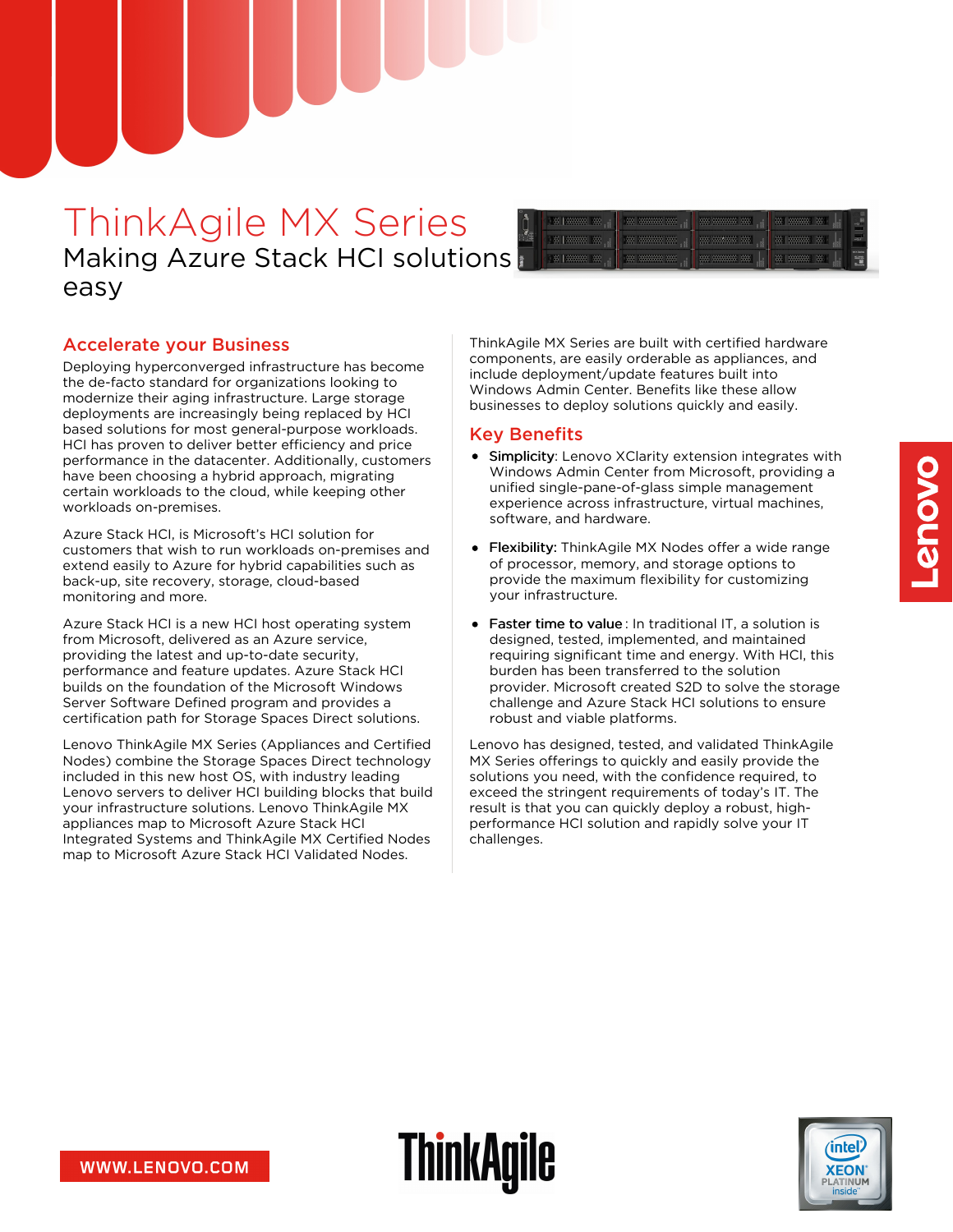# ThinkAgile MX Series

## Making Azure Stack HCI solutions easy

### Accelerate your Business

Deploying hyperconverged infrastructure has become the de-facto standard for organizations looking to modernize their aging infrastructure. Large storage deployments are increasingly being replaced by HCI based solutions for most general-purpose workloads. HCI has proven to deliver better efficiency and price performance in the datacenter. Additionally, customers have been choosing a hybrid approach, migrating certain workloads to the cloud, while keeping other workloads on-premises.

Azure Stack HCI, is Microsoft's HCI solution for customers that wish to run workloads on-premises and extend easily to Azure for hybrid capabilities such as back-up, site recovery, storage, cloud-based monitoring and more.

Azure Stack HCI is a new HCI host operating system from Microsoft, delivered as an Azure service, providing the latest and up-to-date security, performance and feature updates. Azure Stack HCI builds on the foundation of the Microsoft Windows Server Software Defined program and provides a certification path for Storage Spaces Direct solutions.

Lenovo ThinkAgile MX Series (Appliances and Certified Nodes) combine the Storage Spaces Direct technology included in this new host OS, with industry leading Lenovo servers to deliver HCI building blocks that build your infrastructure solutions. Lenovo ThinkAgile MX appliances map to Microsoft Azure Stack HCI Integrated Systems and ThinkAgile MX Certified Nodes map to Microsoft Azure Stack HCI Validated Nodes.

ThinkAgile MX Series are built with certified hardware components, are easily orderable as appliances, and include deployment/update features built into Windows Admin Center. Benefits like these allow businesses to deploy solutions quickly and easily.

### Key Benefits

- **Simplicity**: Lenovo XClarity extension integrates with Windows Admin Center from Microsoft, providing a unified single-pane-of-glass simple management experience across infrastructure, virtual machines, software, and hardware.
- **Flexibility:** ThinkAgile MX Nodes offer a wide range of processor, memory, and storage options to provide the maximum flexibility for customizing your infrastructure.
- **Faster time to value**: In traditional IT, a solution is designed, tested, implemented, and maintained requiring significant time and energy. With HCI, this burden has been transferred to the solution provider. Microsoft created S2D to solve the storage challenge and Azure Stack HCI solutions to ensure robust and viable platforms.

Lenovo has designed, tested, and validated ThinkAgile MX Series offerings to quickly and easily provide the solutions you need, with the confidence required, to exceed the stringent requirements of today's IT. The result is that you can quickly deploy a robust, high-performance HCI solution and rapidly solve your IT challenges.

WWW.LENOVO.COM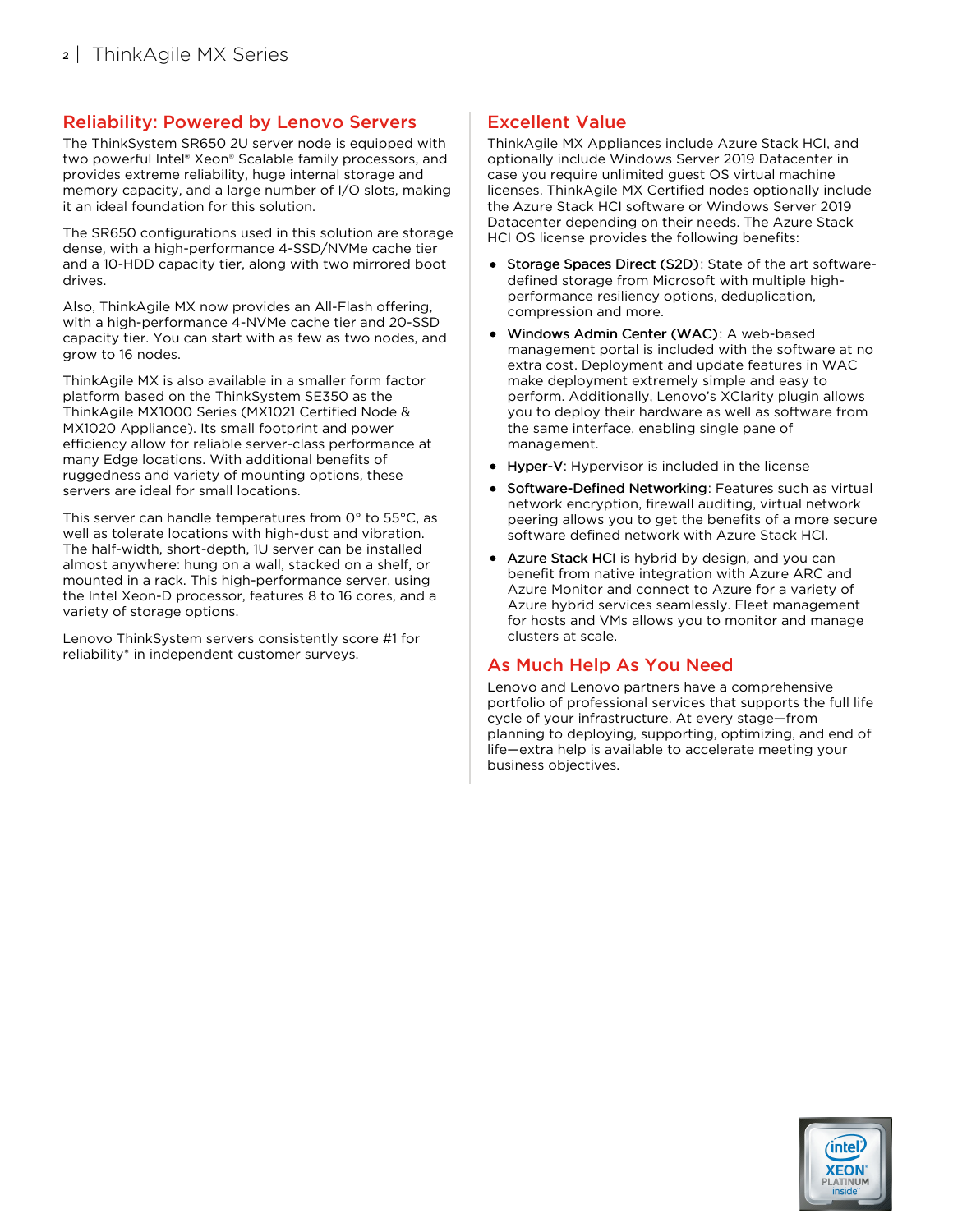## Reliability: Powered by Lenovo Servers

The ThinkSystem SR650 2U server node is equipped with two powerful Intel® Xeon® Scalable family processors, and provides extreme reliability, huge internal storage and memory capacity, and a large number of I/O slots, making it an ideal foundation for this solution.

The SR650 configurations used in this solution are storage dense, with a high-performance 4-SSD/NVMe cache tier and a 10-HDD capacity tier, along with two mirrored boot drives.

Also, ThinkAgile MX now provides an All-Flash offering, with a high-performance 4-NVMe cache tier and 20-SSD capacity tier. You can start with as few as two nodes, and grow to 16 nodes.

ThinkAgile MX is also available in a smaller form factor platform based on the ThinkSystem SE350 as the ThinkAgile MX1000 Series (MX1021 Certified Node & MX1020 Appliance). Its small footprint and power efficiency allow for reliable server-class performance at many Edge locations. With additional benefits of ruggedness and variety of mounting options, these servers are ideal for small locations.

This server can handle temperatures from 0° to 55°C, as well as tolerate locations with high-dust and vibration. The half-width, short-depth, 1U server can be installed almost anywhere: hung on a wall, stacked on a shelf, or mounted in a rack. This high-performance server, using the Intel Xeon-D processor, features 8 to 16 cores, and a variety of storage options.

Lenovo ThinkSystem servers consistently score #1 for reliability* in independent customer surveys.

## Excellent Value

ThinkAgile MX Appliances include Azure Stack HCI, and optionally include Windows Server 2019 Datacenter in case you require unlimited guest OS virtual machine licenses. ThinkAgile MX Certified nodes optionally include the Azure Stack HCI software or Windows Server 2019 Datacenter depending on their needs. The Azure Stack HCI OS license provides the following benefits:

- **Storage Spaces Direct (S2D)**: State of the art software-defined storage from Microsoft with multiple high-performance resiliency options, deduplication, compression and more.
- **Windows Admin Center (WAC)**: A web-based management portal is included with the software at no extra cost. Deployment and update features in WAC make deployment extremely simple and easy to perform. Additionally, Lenovo's XClarity plugin allows you to deploy their hardware as well as software from the same interface, enabling single pane of management.
- **Hyper-V**: Hypervisor is included in the license
- **Software-Defined Networking**: Features such as virtual network encryption, firewall auditing, virtual network peering allows you to get the benefits of a more secure software defined network with Azure Stack HCI.
- **Azure Stack HCI** is hybrid by design, and you can benefit from native integration with Azure ARC and Azure Monitor and connect to Azure for a variety of Azure hybrid services seamlessly. Fleet management for hosts and VMs allows you to monitor and manage clusters at scale.

## As Much Help As You Need

Lenovo and Lenovo partners have a comprehensive portfolio of professional services that supports the full life cycle of your infrastructure. At every stage—from planning to deploying, supporting, optimizing, and end of life—extra help is available to accelerate meeting your business objectives.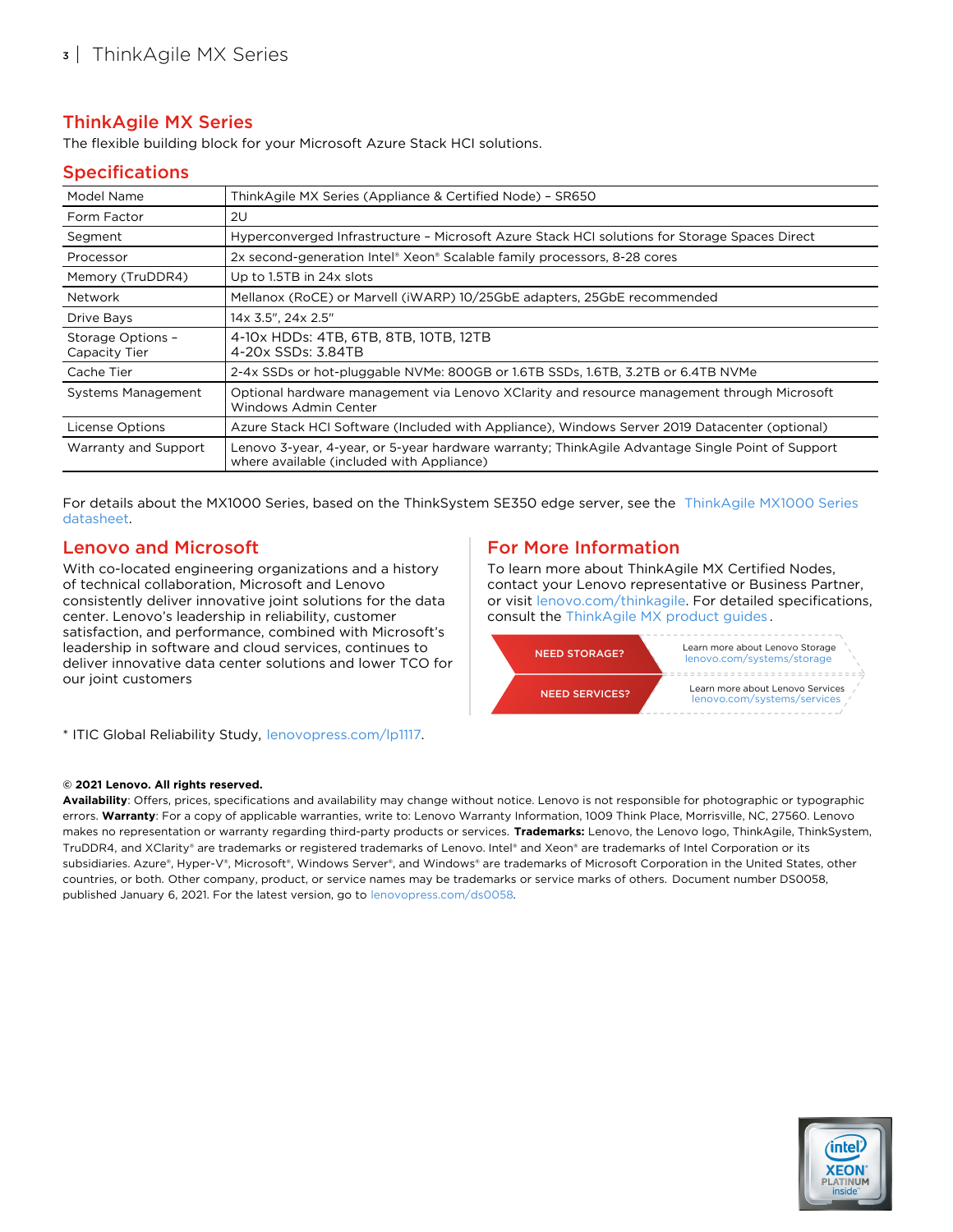## ThinkAgile MX Series

The flexible building block for your Microsoft Azure Stack HCI solutions.

## Specifications

| | |
|---|---|
| Model Name | ThinkAgile MX Series (Appliance & Certified Node) – SR650 |
| Form Factor | 2U |
| Segment | Hyperconverged Infrastructure – Microsoft Azure Stack HCI solutions for Storage Spaces Direct |
| Processor | 2x second-generation Intel® Xeon® Scalable family processors, 8-28 cores |
| Memory (TruDDR4) | Up to 1.5TB in 24x slots |
| Network | Mellanox (RoCE) or Marvell (iWARP) 10/25GbE adapters, 25GbE recommended |
| Drive Bays | 14x 3.5", 24x 2.5" |
| Storage Options – Capacity Tier | 4-10x HDDs: 4TB, 6TB, 8TB, 10TB, 12TB<br>4-20x SSDs: 3.84TB |
| Cache Tier | 2-4x SSDs or hot-pluggable NVMe: 800GB or 1.6TB SSDs, 1.6TB, 3.2TB or 6.4TB NVMe |
| Systems Management | Optional hardware management via Lenovo XClarity and resource management through Microsoft Windows Admin Center |
| License Options | Azure Stack HCI Software (Included with Appliance), Windows Server 2019 Datacenter (optional) |
| Warranty and Support | Lenovo 3-year, 4-year, or 5-year hardware warranty; ThinkAgile Advantage Single Point of Support where available (included with Appliance) |

For details about the MX1000 Series, based on the ThinkSystem SE350 edge server, see the ThinkAgile MX1000 Series datasheet.

## Lenovo and Microsoft

With co-located engineering organizations and a history of technical collaboration, Microsoft and Lenovo consistently deliver innovative joint solutions for the data center. Lenovo's leadership in reliability, customer satisfaction, and performance, combined with Microsoft's leadership in software and cloud services, continues to deliver innovative data center solutions and lower TCO for our joint customers

## For More Information

To learn more about ThinkAgile MX Certified Nodes, contact your Lenovo representative or Business Partner, or visit lenovo.com/thinkagile. For detailed specifications, consult the ThinkAgile MX product guides.

NEED STORAGE? Learn more about Lenovo Storage lenovo.com/systems/storage

NEED SERVICES? Learn more about Lenovo Services lenovo.com/systems/services

* ITIC Global Reliability Study, lenovopress.com/lp1117.

**© 2021 Lenovo. All rights reserved.**

**Availability**: Offers, prices, specifications and availability may change without notice. Lenovo is not responsible for photographic or typographic errors. **Warranty**: For a copy of applicable warranties, write to: Lenovo Warranty Information, 1009 Think Place, Morrisville, NC, 27560. Lenovo makes no representation or warranty regarding third-party products or services. **Trademarks:** Lenovo, the Lenovo logo, ThinkSystem, TruDDR4, and XClarity® are trademarks or registered trademarks of Lenovo. Intel® and Xeon® are trademarks of Intel Corporation or its subsidiaries. Azure®, Hyper-V®, Microsoft®, Windows Server®, and Windows® are trademarks of Microsoft Corporation in the United States, other countries, or both. Other company, product, or service names may be trademarks or service marks of others. Document number DS0058, published January 6, 2021. For the latest version, go to lenovopress.com/ds0058.